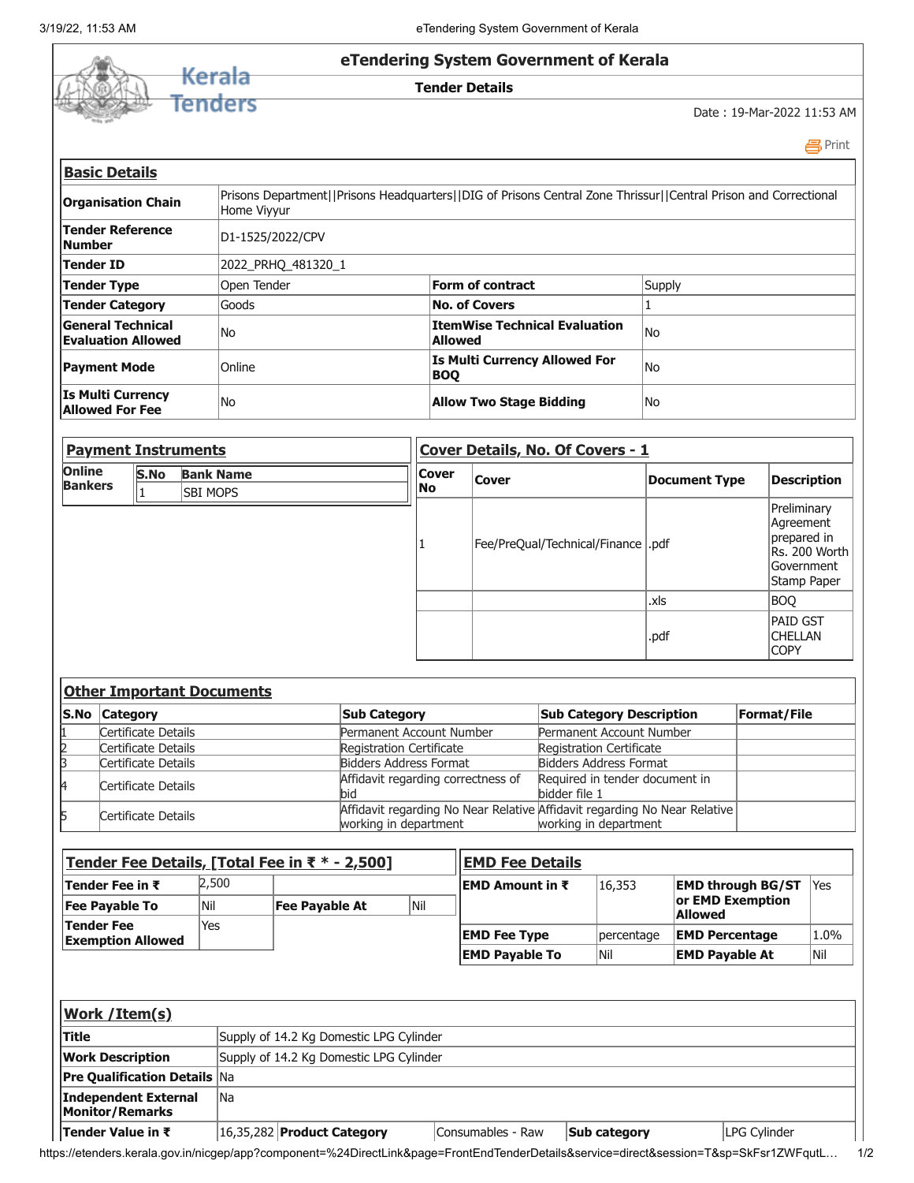# eTendering System Government of Kerala

Kerala Tenders

## Tender Details

Date : 19-Mar-2022 11:53 AM

Print

## Basic Details

| | | | |
|---|---|---|---|
| **Organisation Chain** | Prisons Department\|\|Prisons Headquarters\|\|DIG of Prisons Central Zone Thrissur\|\|Central Prison and Correctional Home Viyyur | | |
| **Tender Reference Number** | D1-1525/2022/CPV | | |
| **Tender ID** | 2022_PRHQ_481320_1 | | |
| **Tender Type** | Open Tender | **Form of contract** | Supply |
| **Tender Category** | Goods | **No. of Covers** | 1 |
| **General Technical Evaluation Allowed** | No | **ItemWise Technical Evaluation Allowed** | No |
| **Payment Mode** | Online | **Is Multi Currency Allowed For BOQ** | No |
| **Is Multi Currency Allowed For Fee** | No | **Allow Two Stage Bidding** | No |

## Payment Instruments

| Online Bankers | S.No | Bank Name |
|---|---|---|
| | 1 | SBI MOPS |

## Cover Details, No. Of Covers - 1

| Cover No | Cover | Document Type | Description |
|---|---|---|---|
| 1 | Fee/PreQual/Technical/Finance | .pdf | Preliminary Agreement prepared in Rs. 200 Worth Government Stamp Paper |
| | | .xls | BOQ |
| | | .pdf | PAID GST CHELLAN COPY |

## Other Important Documents

| S.No | Category | Sub Category | Sub Category Description | Format/File |
|---|---|---|---|---|
| 1 | Certificate Details | Permanent Account Number | Permanent Account Number | |
| 2 | Certificate Details | Registration Certificate | Registration Certificate | |
| 3 | Certificate Details | Bidders Address Format | Bidders Address Format | |
| 4 | Certificate Details | Affidavit regarding correctness of bid | Required in tender document in bidder file 1 | |
| 5 | Certificate Details | Affidavit regarding No Near Relative working in department | Affidavit regarding No Near Relative working in department | |

## Tender Fee Details, [Total Fee in ₹ * - 2,500]

| | | | |
|---|---|---|---|
| **Tender Fee in ₹** | 2,500 | | |
| **Fee Payable To** | Nil | **Fee Payable At** | Nil |
| **Tender Fee Exemption Allowed** | Yes | | |

## EMD Fee Details

| | | | |
|---|---|---|---|
| **EMD Amount in ₹** | 16,353 | **EMD through BG/ST or EMD Exemption Allowed** | Yes |
| **EMD Fee Type** | percentage | **EMD Percentage** | 1.0% |
| **EMD Payable To** | Nil | **EMD Payable At** | Nil |

## Work /Item(s)

| | | | | | |
|---|---|---|---|---|---|
| **Title** | Supply of 14.2 Kg Domestic LPG Cylinder | | | | |
| **Work Description** | Supply of 14.2 Kg Domestic LPG Cylinder | | | | |
| **Pre Qualification Details** | Na | | | | |
| **Independent External Monitor/Remarks** | Na | | | | |
| **Tender Value in ₹** | 16,35,282 | **Product Category** | Consumables - Raw | **Sub category** | LPG Cylinder |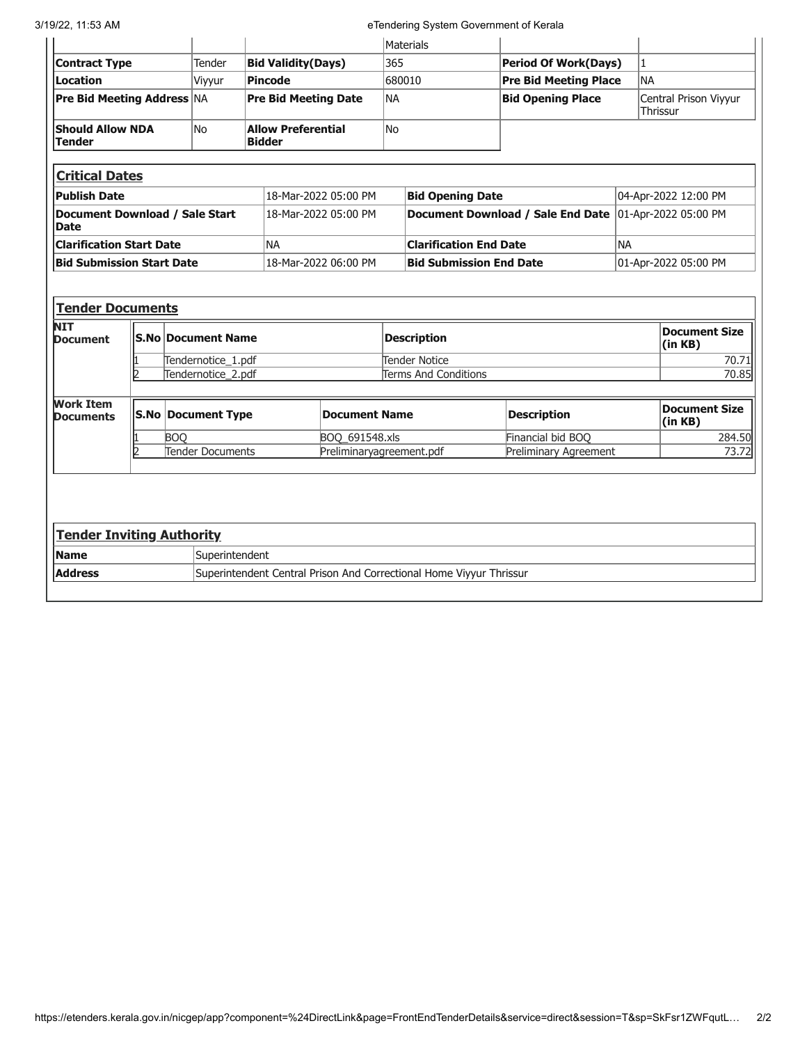| | | | | | |
|---|---|---|---|---|---|
| | | | Materials | | |
| **Contract Type** | Tender | **Bid Validity(Days)** | 365 | **Period Of Work(Days)** | 1 |
| **Location** | Viyyur | **Pincode** | 680010 | **Pre Bid Meeting Place** | NA |
| **Pre Bid Meeting Address** | NA | **Pre Bid Meeting Date** | NA | **Bid Opening Place** | Central Prison Viyyur Thrissur |
| **Should Allow NDA Tender** | No | **Allow Preferential Bidder** | No | | |

## Critical Dates

| | | | |
|---|---|---|---|
| **Publish Date** | 18-Mar-2022 05:00 PM | **Bid Opening Date** | 04-Apr-2022 12:00 PM |
| **Document Download / Sale Start Date** | 18-Mar-2022 05:00 PM | **Document Download / Sale End Date** | 01-Apr-2022 05:00 PM |
| **Clarification Start Date** | NA | **Clarification End Date** | NA |
| **Bid Submission Start Date** | 18-Mar-2022 06:00 PM | **Bid Submission End Date** | 01-Apr-2022 05:00 PM |

## Tender Documents

**NIT Document**

| S.No | Document Name | Description | Document Size (in KB) |
|---|---|---|---|
| 1 | Tendernotice_1.pdf | Tender Notice | 70.71 |
| 2 | Tendernotice_2.pdf | Terms And Conditions | 70.85 |

**Work Item Documents**

| S.No | Document Type | Document Name | Description | Document Size (in KB) |
|---|---|---|---|---|
| 1 | BOQ | BOQ_691548.xls | Financial bid BOQ | 284.50 |
| 2 | Tender Documents | Preliminaryagreement.pdf | Preliminary Agreement | 73.72 |

## Tender Inviting Authority

| | |
|---|---|
| **Name** | Superintendent |
| **Address** | Superintendent Central Prison And Correctional Home Viyyur Thrissur |